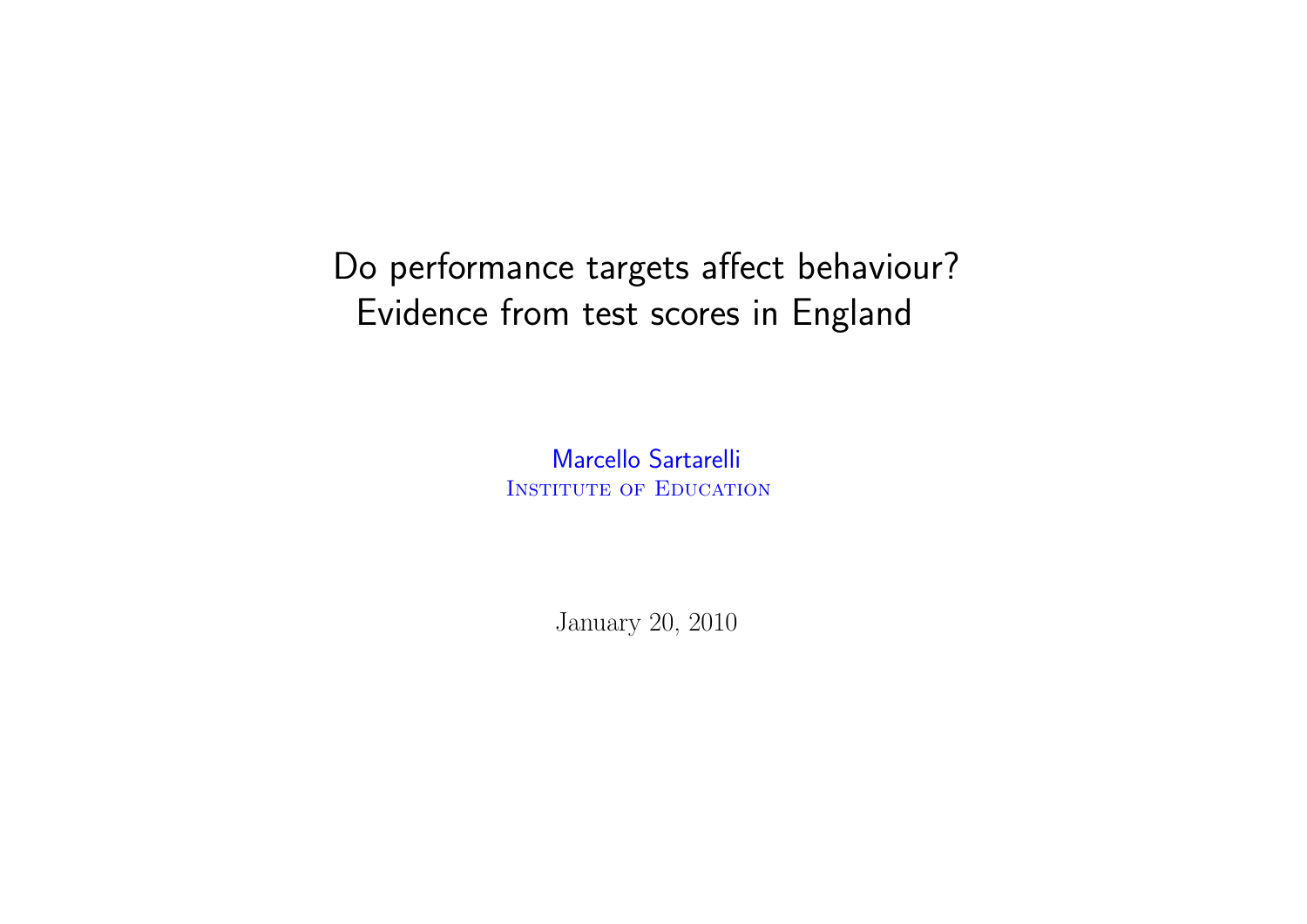# Do performance targets affect behaviour? Evidence from test scores in England

Marcello Sartarelli
Institute of Education

January 20, 2010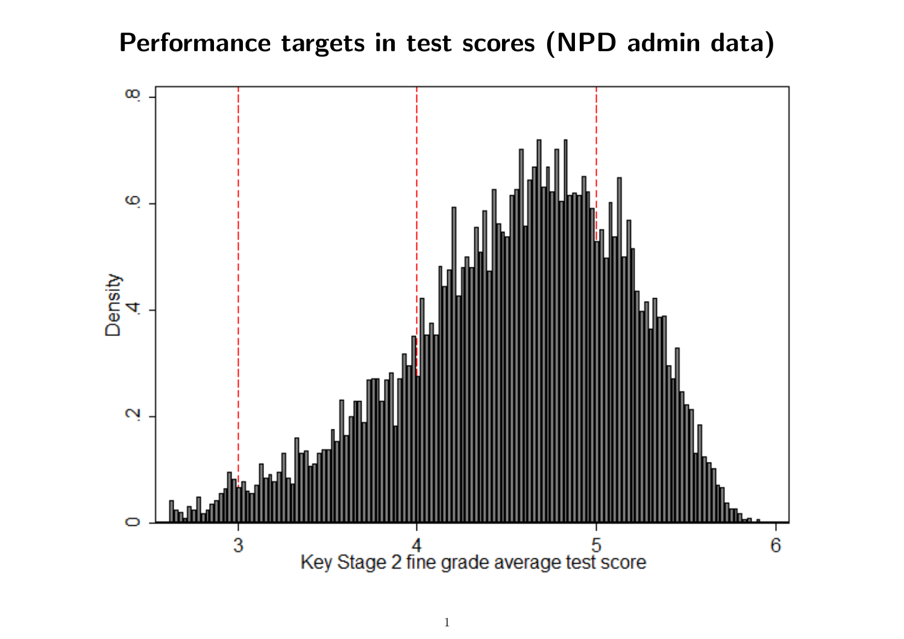# Performance targets in test scores (NPD admin data)

Density

0
.2
.4
.6
.8

3
4
5
6

Key Stage 2 fine grade average test score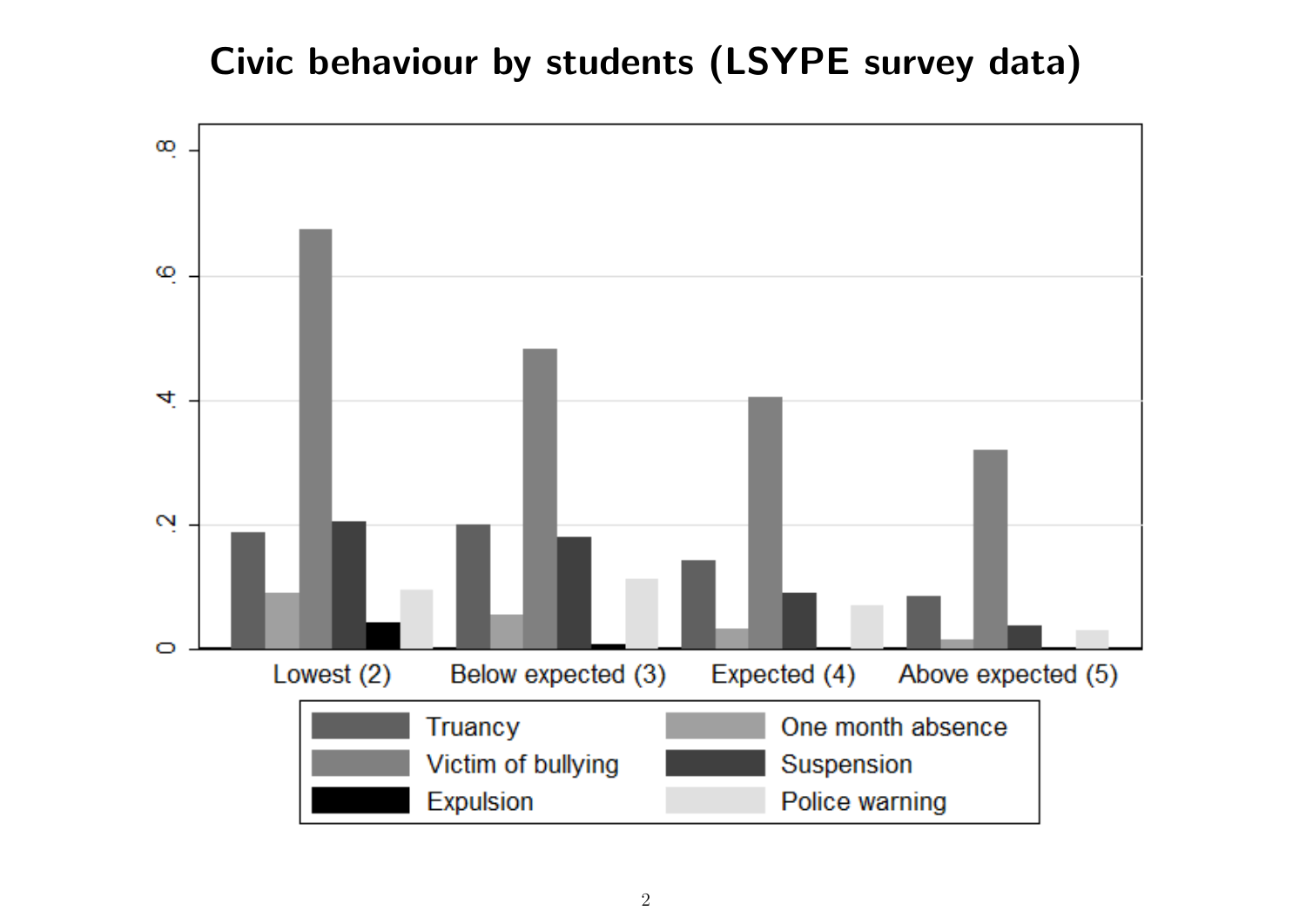# Civic behaviour by students (LSYPE survey data)

0
.2
.4
.6
.8

Lowest (2)
Below expected (3)
Expected (4)
Above expected (5)

Truancy
One month absence
Victim of bullying
Suspension
Expulsion
Police warning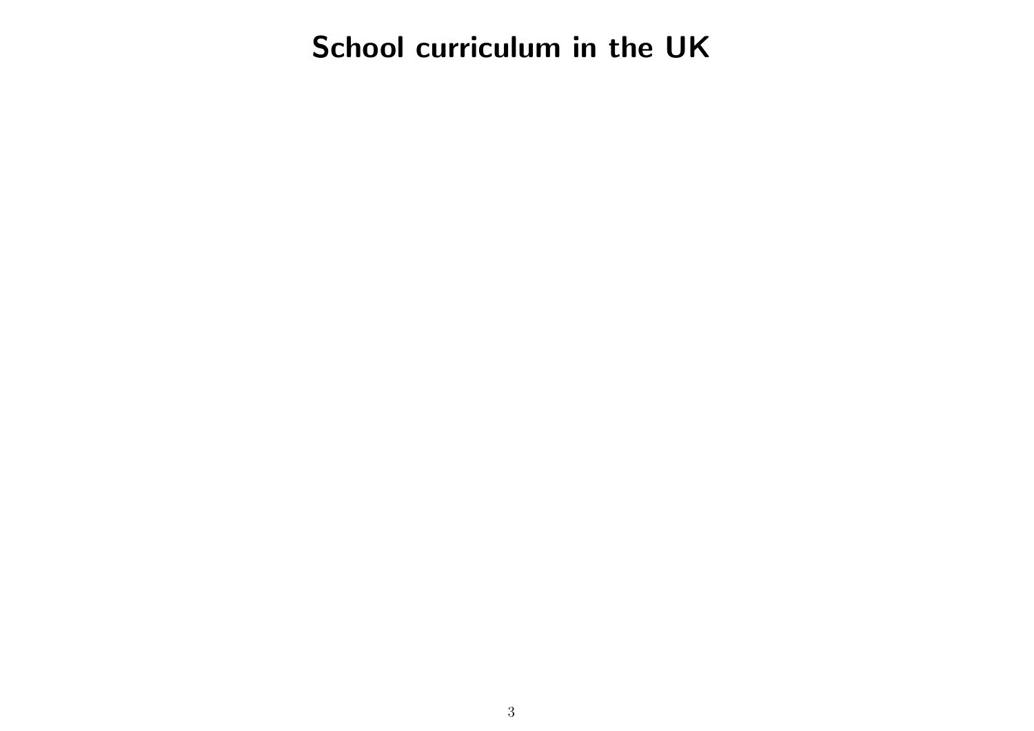# School curriculum in the UK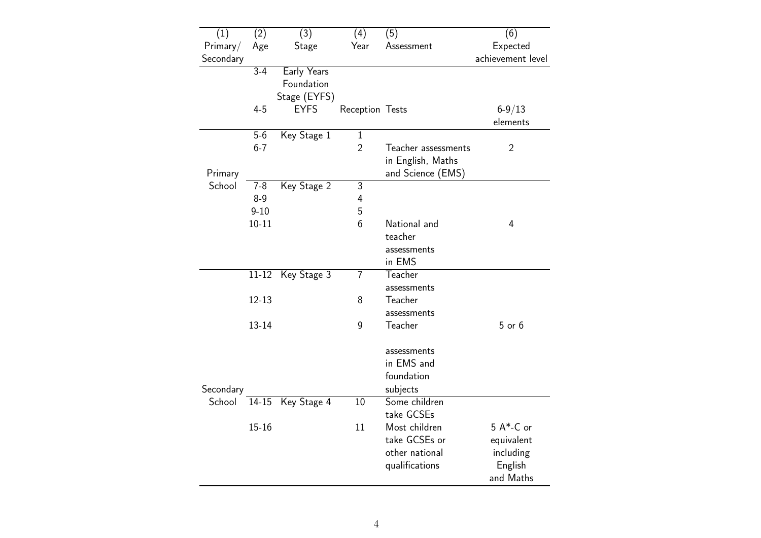| (1) Primary/ Secondary | (2) Age | (3) Stage | (4) Year | (5) Assessment | (6) Expected achievement level |
|---|---|---|---|---|---|
| | 3-4 | Early Years Foundation Stage (EYFS) | | | |
| | 4-5 | EYFS | Reception | Tests | 6-9/13 elements |
| Primary School | 5-6 | Key Stage 1 | 1 | | |
| | 6-7 | | 2 | Teacher assessments in English, Maths and Science (EMS) | 2 |
| | 7-8 | Key Stage 2 | 3 | | |
| | 8-9 | | 4 | | |
| | 9-10 | | 5 | | |
| | 10-11 | | 6 | National and teacher assessments in EMS | 4 |
| Secondary School | 11-12 | Key Stage 3 | 7 | Teacher assessments | |
| | 12-13 | | 8 | Teacher assessments | |
| | 13-14 | | 9 | Teacher assessments in EMS and foundation subjects | 5 or 6 |
| | 14-15 | Key Stage 4 | 10 | Some children take GCSEs | |
| | 15-16 | | 11 | Most children take GCSEs or other national qualifications | 5 A*-C or equivalent including English and Maths |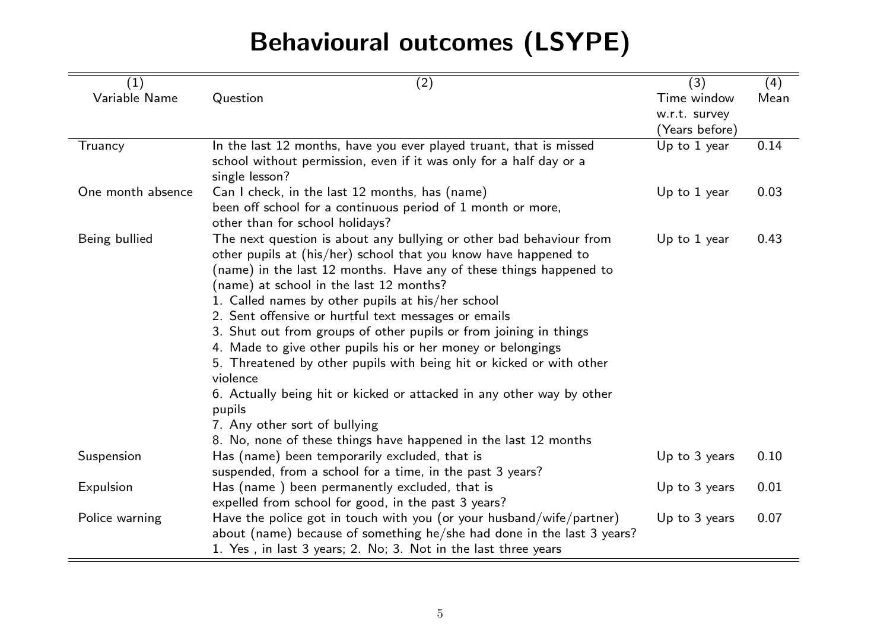# Behavioural outcomes (LSYPE)

| (1)<br>Variable Name | (2)<br>Question | (3)<br>Time window w.r.t. survey (Years before) | (4)<br>Mean |
|---|---|---|---|
| Truancy | In the last 12 months, have you ever played truant, that is missed school without permission, even if it was only for a half day or a single lesson? | Up to 1 year | 0.14 |
| One month absence | Can I check, in the last 12 months, has (name) been off school for a continuous period of 1 month or more, other than for school holidays? | Up to 1 year | 0.03 |
| Being bullied | The next question is about any bullying or other bad behaviour from other pupils at (his/her) school that you know have happened to (name) in the last 12 months. Have any of these things happened to (name) at school in the last 12 months?<br>1. Called names by other pupils at his/her school<br>2. Sent offensive or hurtful text messages or emails<br>3. Shut out from groups of other pupils or from joining in things<br>4. Made to give other pupils his or her money or belongings<br>5. Threatened by other pupils with being hit or kicked or with other violence<br>6. Actually being hit or kicked or attacked in any other way by other pupils<br>7. Any other sort of bullying<br>8. No, none of these things have happened in the last 12 months | Up to 1 year | 0.43 |
| Suspension | Has (name) been temporarily excluded, that is suspended, from a school for a time, in the past 3 years? | Up to 3 years | 0.10 |
| Expulsion | Has (name ) been permanently excluded, that is expelled from school for good, in the past 3 years? | Up to 3 years | 0.01 |
| Police warning | Have the police got in touch with you (or your husband/wife/partner) about (name) because of something he/she had done in the last 3 years?<br>1. Yes , in last 3 years; 2. No; 3. Not in the last three years | Up to 3 years | 0.07 |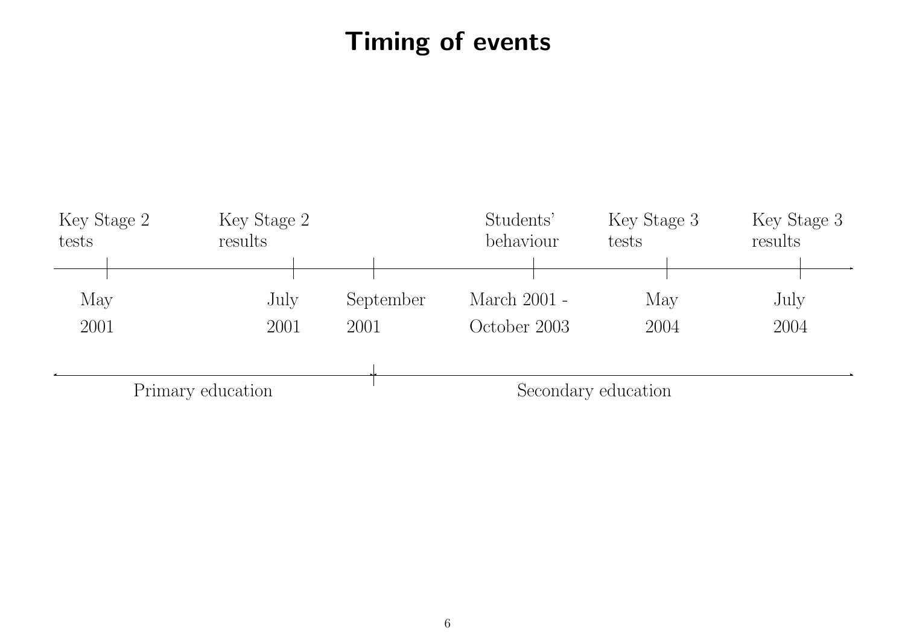# Timing of events

| Key Stage 2 tests | Key Stage 2 results | | Students' behaviour | Key Stage 3 tests | Key Stage 3 results |
|---|---|---|---|---|---|
| May 2001 | July 2001 | September 2001 | March 2001 - October 2003 | May 2004 | July 2004 |

Primary education | Secondary education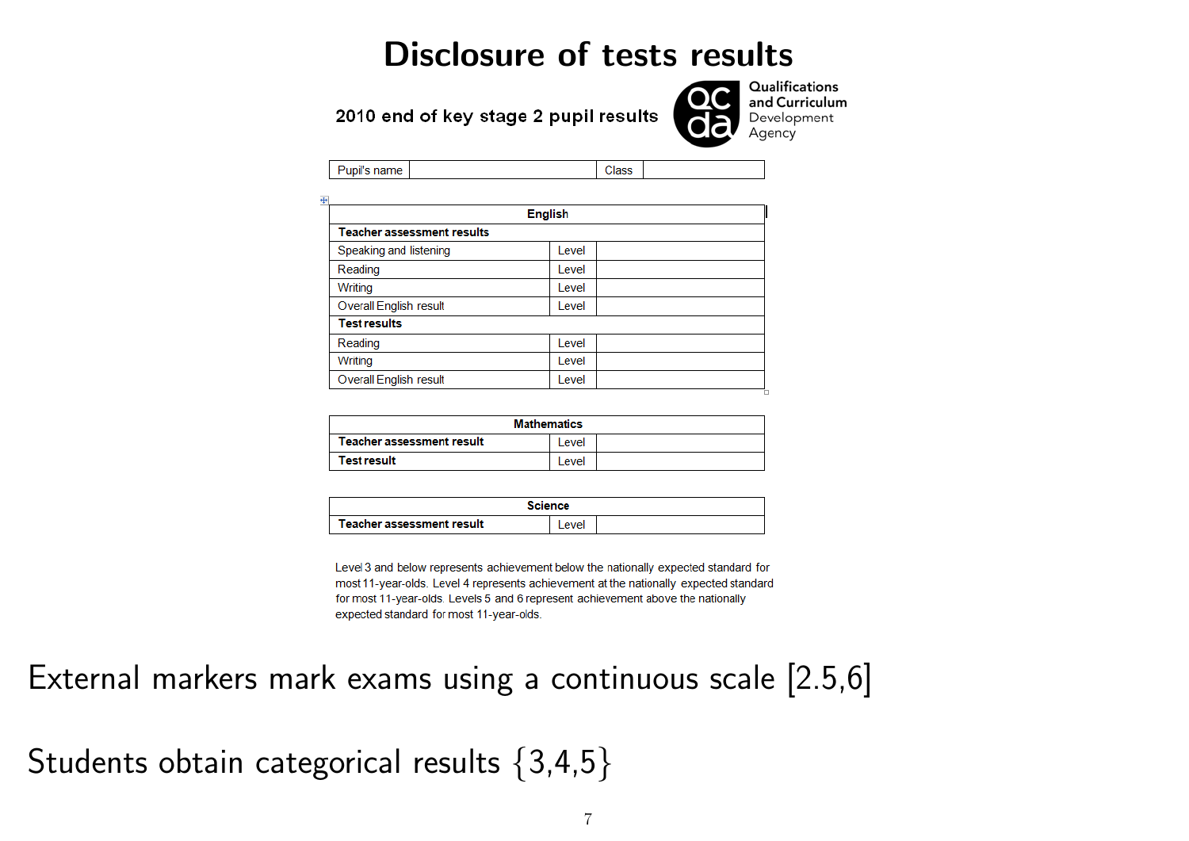# Disclosure of tests results

**2010 end of key stage 2 pupil results**

Qualifications and Curriculum Development Agency

| Pupil's name | | Class | |
|---|---|---|---|

| English | | |
|---|---|---|
| **Teacher assessment results** | | |
| Speaking and listening | Level | |
| Reading | Level | |
| Writing | Level | |
| Overall English result | Level | |
| **Test results** | | |
| Reading | Level | |
| Writing | Level | |
| Overall English result | Level | |

| Mathematics | | |
|---|---|---|
| **Teacher assessment result** | Level | |
| **Test result** | Level | |

| Science | | |
|---|---|---|
| **Teacher assessment result** | Level | |

Level 3 and below represents achievement below the nationally expected standard for most 11-year-olds. Level 4 represents achievement at the nationally expected standard for most 11-year-olds. Levels 5 and 6 represent achievement above the nationally expected standard for most 11-year-olds.

External markers mark exams using a continuous scale $[2.5, 6]$

Students obtain categorical results $\{3, 4, 5\}$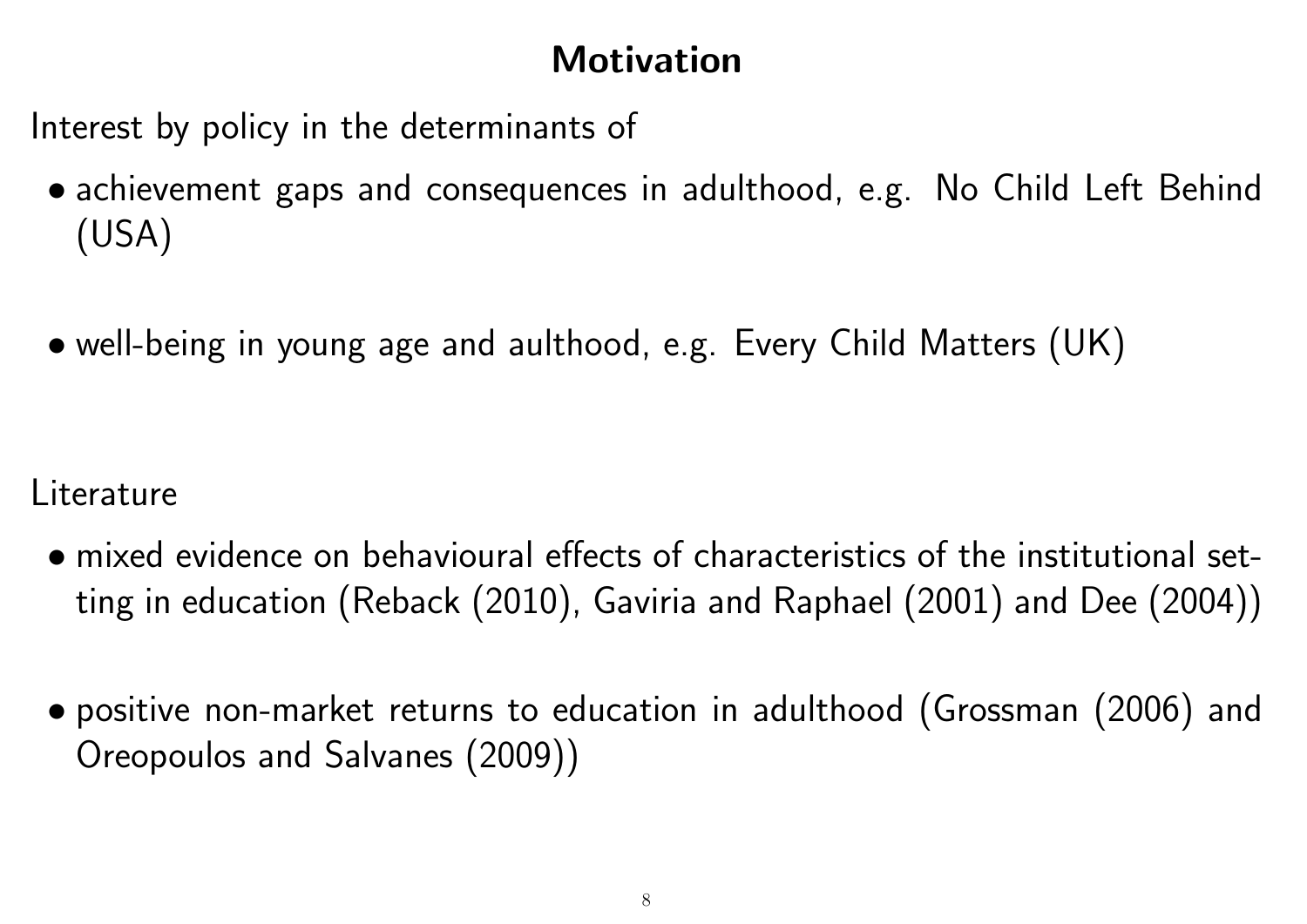# Motivation

Interest by policy in the determinants of

- achievement gaps and consequences in adulthood, e.g. No Child Left Behind (USA)

- well-being in young age and aulthood, e.g. Every Child Matters (UK)

Literature

- mixed evidence on behavioural effects of characteristics of the institutional setting in education (Reback (2010), Gaviria and Raphael (2001) and Dee (2004))

- positive non-market returns to education in adulthood (Grossman (2006) and Oreopoulos and Salvanes (2009))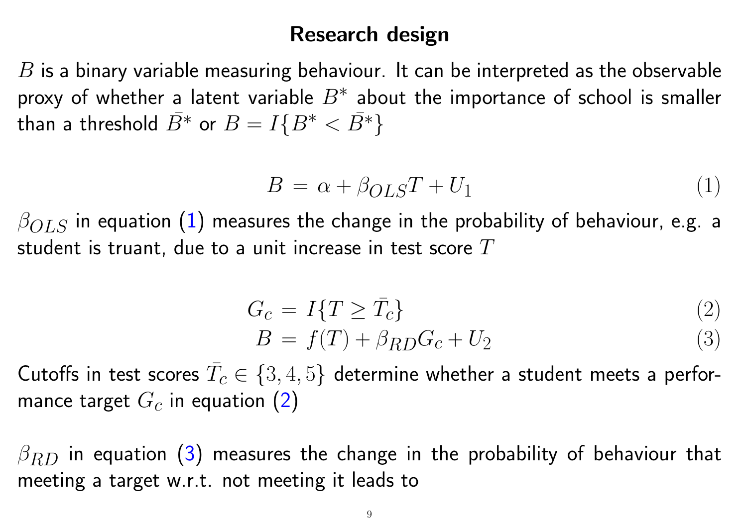# Research design

$B$ is a binary variable measuring behaviour. It can be interpreted as the observable proxy of whether a latent variable $B^*$ about the importance of school is smaller than a threshold $\bar{B}^*$ or $B = I\{B^* < \bar{B}^*\}$

$$B = \alpha + \beta_{OLS} T + U_1 \tag{1}$$

$\beta_{OLS}$ in equation (1) measures the change in the probability of behaviour, e.g. a student is truant, due to a unit increase in test score $T$

$$G_c = I\{T \geq \bar{T}_c\} \tag{2}$$

$$B = f(T) + \beta_{RD} G_c + U_2 \tag{3}$$

Cutoffs in test scores $\bar{T}_c \in \{3, 4, 5\}$ determine whether a student meets a performance target $G_c$ in equation (2)

$\beta_{RD}$ in equation (3) measures the change in the probability of behaviour that meeting a target w.r.t. not meeting it leads to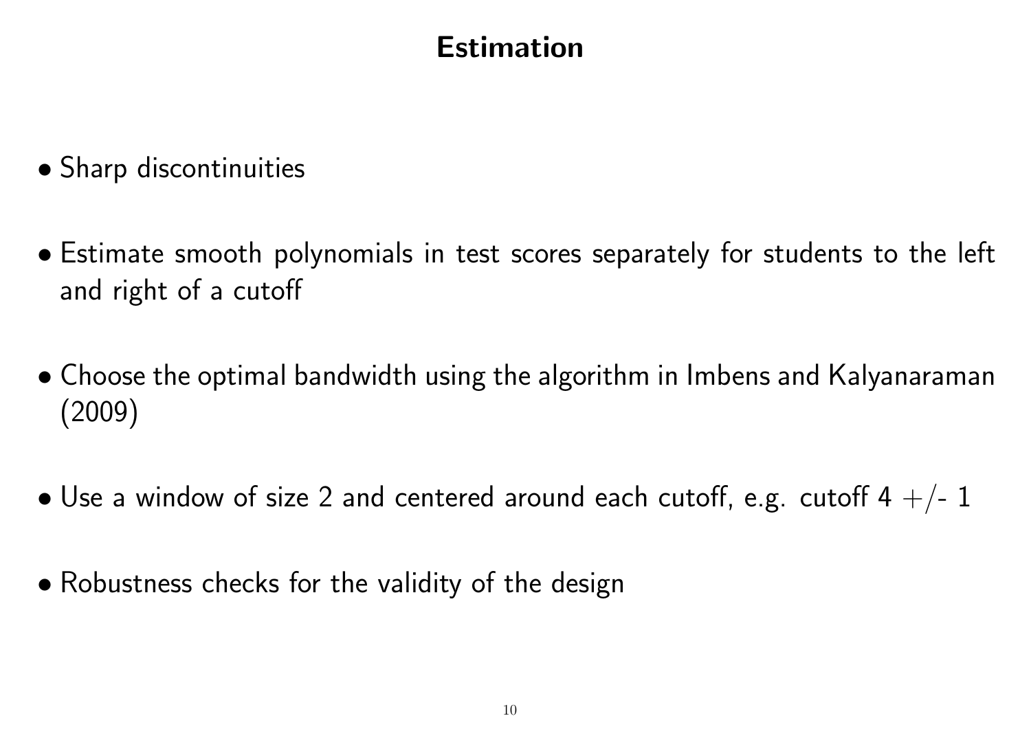# Estimation

- Sharp discontinuities
- Estimate smooth polynomials in test scores separately for students to the left and right of a cutoff
- Choose the optimal bandwidth using the algorithm in Imbens and Kalyanaraman (2009)
- Use a window of size 2 and centered around each cutoff, e.g. cutoff 4 +/- 1
- Robustness checks for the validity of the design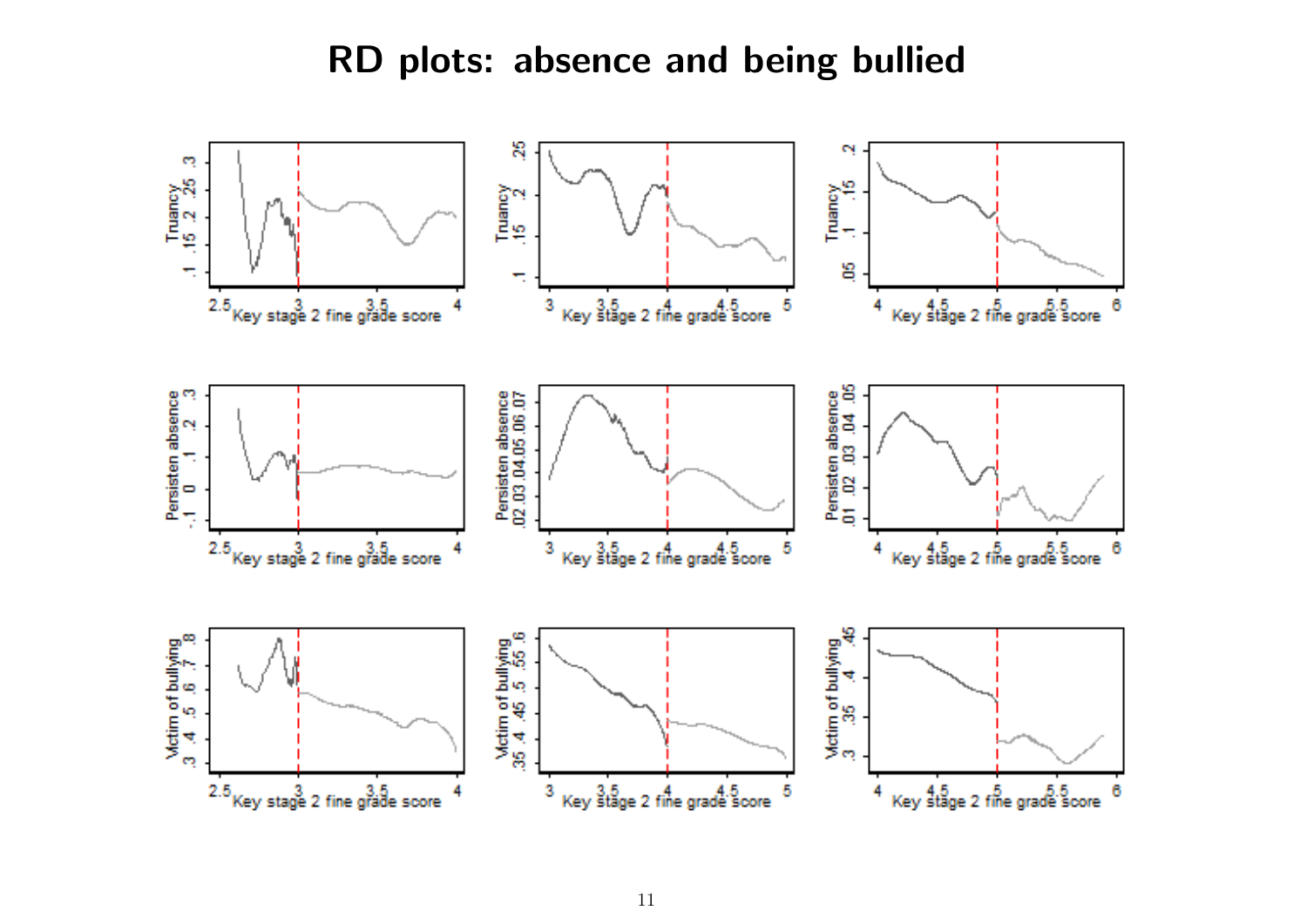# RD plots: absence and being bullied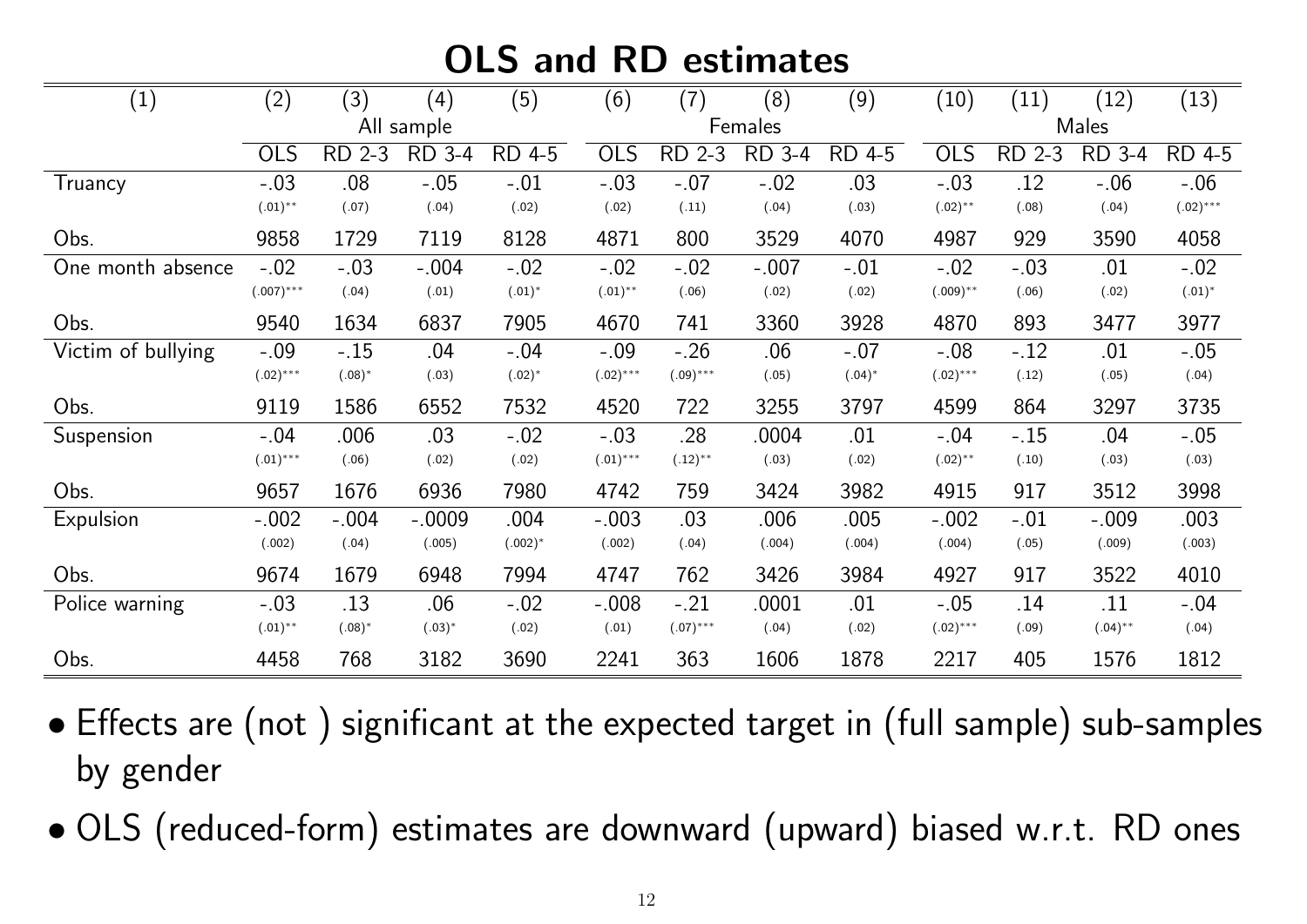# OLS and RD estimates

| (1) | (2) | (3) | (4) | (5) | (6) | (7) | (8) | (9) | (10) | (11) | (12) | (13) |
|---|---|---|---|---|---|---|---|---|---|---|---|---|
| | All sample | | | | Females | | | | Males | | | |
| | OLS | RD 2-3 | RD 3-4 | RD 4-5 | OLS | RD 2-3 | RD 3-4 | RD 4-5 | OLS | RD 2-3 | RD 3-4 | RD 4-5 |
| Truancy | -.03 | .08 | -.05 | -.01 | -.03 | -.07 | -.02 | .03 | -.03 | .12 | -.06 | -.06 |
| | (.01)** | (.07) | (.04) | (.02) | (.02) | (.11) | (.04) | (.03) | (.02)** | (.08) | (.04) | (.02)*** |
| Obs. | 9858 | 1729 | 7119 | 8128 | 4871 | 800 | 3529 | 4070 | 4987 | 929 | 3590 | 4058 |
| One month absence | -.02 | -.03 | -.004 | -.02 | -.02 | -.02 | -.007 | -.01 | -.02 | -.03 | .01 | -.02 |
| | (.007)*** | (.04) | (.01) | (.01)* | (.01)** | (.06) | (.02) | (.02) | (.009)** | (.06) | (.02) | (.01)* |
| Obs. | 9540 | 1634 | 6837 | 7905 | 4670 | 741 | 3360 | 3928 | 4870 | 893 | 3477 | 3977 |
| Victim of bullying | -.09 | -.15 | .04 | -.04 | -.09 | -.26 | .06 | -.07 | -.08 | -.12 | .01 | -.05 |
| | (.02)*** | (.08)* | (.03) | (.02)* | (.02)*** | (.09)*** | (.05) | (.04)* | (.02)*** | (.12) | (.05) | (.04) |
| Obs. | 9119 | 1586 | 6552 | 7532 | 4520 | 722 | 3255 | 3797 | 4599 | 864 | 3297 | 3735 |
| Suspension | -.04 | .006 | .03 | -.02 | -.03 | .28 | .0004 | .01 | -.04 | -.15 | .04 | -.05 |
| | (.01)*** | (.06) | (.02) | (.02) | (.01)*** | (.12)** | (.03) | (.02) | (.02)** | (.10) | (.03) | (.03) |
| Obs. | 9657 | 1676 | 6936 | 7980 | 4742 | 759 | 3424 | 3982 | 4915 | 917 | 3512 | 3998 |
| Expulsion | -.002 | -.004 | -.0009 | .004 | -.003 | .03 | .006 | .005 | -.002 | -.01 | -.009 | .003 |
| | (.002) | (.04) | (.005) | (.002)* | (.002) | (.04) | (.004) | (.004) | (.004) | (.05) | (.009) | (.003) |
| Obs. | 9674 | 1679 | 6948 | 7994 | 4747 | 762 | 3426 | 3984 | 4927 | 917 | 3522 | 4010 |
| Police warning | -.03 | .13 | .06 | -.02 | -.008 | -.21 | .0001 | .01 | -.05 | .14 | .11 | -.04 |
| | (.01)** | (.08)* | (.03)* | (.02) | (.01) | (.07)*** | (.04) | (.02) | (.02)*** | (.09) | (.04)** | (.04) |
| Obs. | 4458 | 768 | 3182 | 3690 | 2241 | 363 | 1606 | 1878 | 2217 | 405 | 1576 | 1812 |

- Effects are (not ) significant at the expected target in (full sample) sub-samples by gender
- OLS (reduced-form) estimates are downward (upward) biased w.r.t. RD ones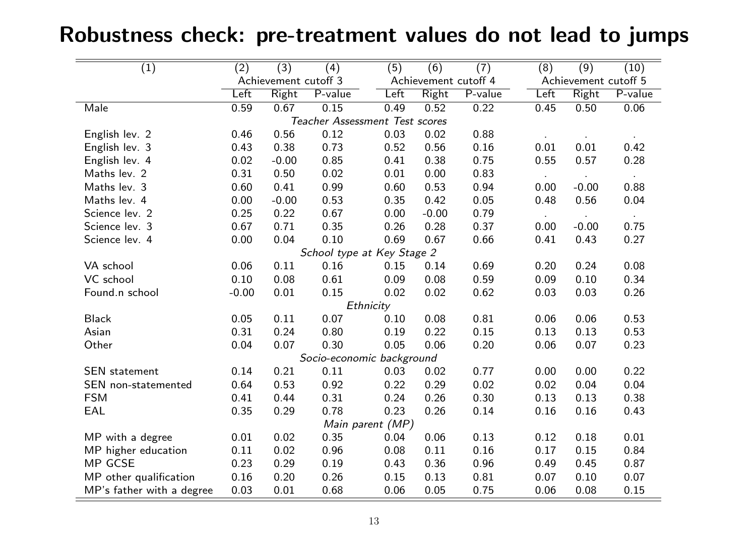# Robustness check: pre-treatment values do not lead to jumps

| (1) | (2) | (3) | (4) | (5) | (6) | (7) | (8) | (9) | (10) |
|---|---|---|---|---|---|---|---|---|---|
| | Achievement cutoff 3 | | | Achievement cutoff 4 | | | Achievement cutoff 5 | | |
| | Left | Right | P-value | Left | Right | P-value | Left | Right | P-value |
| Male | 0.59 | 0.67 | 0.15 | 0.49 | 0.52 | 0.22 | 0.45 | 0.50 | 0.06 |
| *Teacher Assessment Test scores* | | | | | | | | | |
| English lev. 2 | 0.46 | 0.56 | 0.12 | 0.03 | 0.02 | 0.88 | . | . | . |
| English lev. 3 | 0.43 | 0.38 | 0.73 | 0.52 | 0.56 | 0.16 | 0.01 | 0.01 | 0.42 |
| English lev. 4 | 0.02 | -0.00 | 0.85 | 0.41 | 0.38 | 0.75 | 0.55 | 0.57 | 0.28 |
| Maths lev. 2 | 0.31 | 0.50 | 0.02 | 0.01 | 0.00 | 0.83 | . | . | . |
| Maths lev. 3 | 0.60 | 0.41 | 0.99 | 0.60 | 0.53 | 0.94 | 0.00 | -0.00 | 0.88 |
| Maths lev. 4 | 0.00 | -0.00 | 0.53 | 0.35 | 0.42 | 0.05 | 0.48 | 0.56 | 0.04 |
| Science lev. 2 | 0.25 | 0.22 | 0.67 | 0.00 | -0.00 | 0.79 | . | . | . |
| Science lev. 3 | 0.67 | 0.71 | 0.35 | 0.26 | 0.28 | 0.37 | 0.00 | -0.00 | 0.75 |
| Science lev. 4 | 0.00 | 0.04 | 0.10 | 0.69 | 0.67 | 0.66 | 0.41 | 0.43 | 0.27 |
| *School type at Key Stage 2* | | | | | | | | | |
| VA school | 0.06 | 0.11 | 0.16 | 0.15 | 0.14 | 0.69 | 0.20 | 0.24 | 0.08 |
| VC school | 0.10 | 0.08 | 0.61 | 0.09 | 0.08 | 0.59 | 0.09 | 0.10 | 0.34 |
| Found.n school | -0.00 | 0.01 | 0.15 | 0.02 | 0.02 | 0.62 | 0.03 | 0.03 | 0.26 |
| *Ethnicity* | | | | | | | | | |
| Black | 0.05 | 0.11 | 0.07 | 0.10 | 0.08 | 0.81 | 0.06 | 0.06 | 0.53 |
| Asian | 0.31 | 0.24 | 0.80 | 0.19 | 0.22 | 0.15 | 0.13 | 0.13 | 0.53 |
| Other | 0.04 | 0.07 | 0.30 | 0.05 | 0.06 | 0.20 | 0.06 | 0.07 | 0.23 |
| *Socio-economic background* | | | | | | | | | |
| SEN statement | 0.14 | 0.21 | 0.11 | 0.03 | 0.02 | 0.77 | 0.00 | 0.00 | 0.22 |
| SEN non-statemented | 0.64 | 0.53 | 0.92 | 0.22 | 0.29 | 0.02 | 0.02 | 0.04 | 0.04 |
| FSM | 0.41 | 0.44 | 0.31 | 0.24 | 0.26 | 0.30 | 0.13 | 0.13 | 0.38 |
| EAL | 0.35 | 0.29 | 0.78 | 0.23 | 0.26 | 0.14 | 0.16 | 0.16 | 0.43 |
| *Main parent (MP)* | | | | | | | | | |
| MP with a degree | 0.01 | 0.02 | 0.35 | 0.04 | 0.06 | 0.13 | 0.12 | 0.18 | 0.01 |
| MP higher education | 0.11 | 0.02 | 0.96 | 0.08 | 0.11 | 0.16 | 0.17 | 0.15 | 0.84 |
| MP GCSE | 0.23 | 0.29 | 0.19 | 0.43 | 0.36 | 0.96 | 0.49 | 0.45 | 0.87 |
| MP other qualification | 0.16 | 0.20 | 0.26 | 0.15 | 0.13 | 0.81 | 0.07 | 0.10 | 0.07 |
| MP's father with a degree | 0.03 | 0.01 | 0.68 | 0.06 | 0.05 | 0.75 | 0.06 | 0.08 | 0.15 |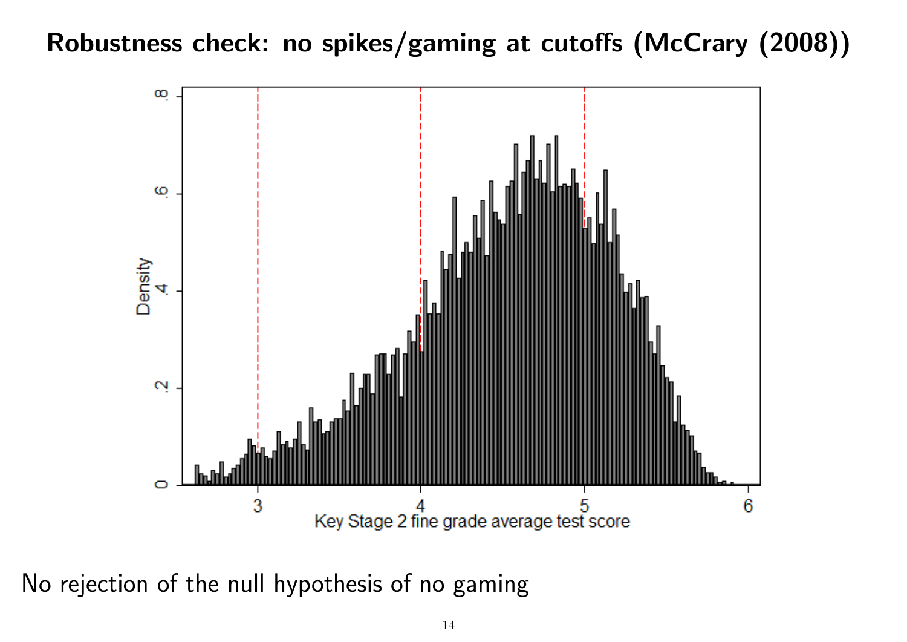# Robustness check: no spikes/gaming at cutoffs (McCrary (2008))

Density

0

.2

.4

.6

.8

3

4

5

6

Key Stage 2 fine grade average test score

No rejection of the null hypothesis of no gaming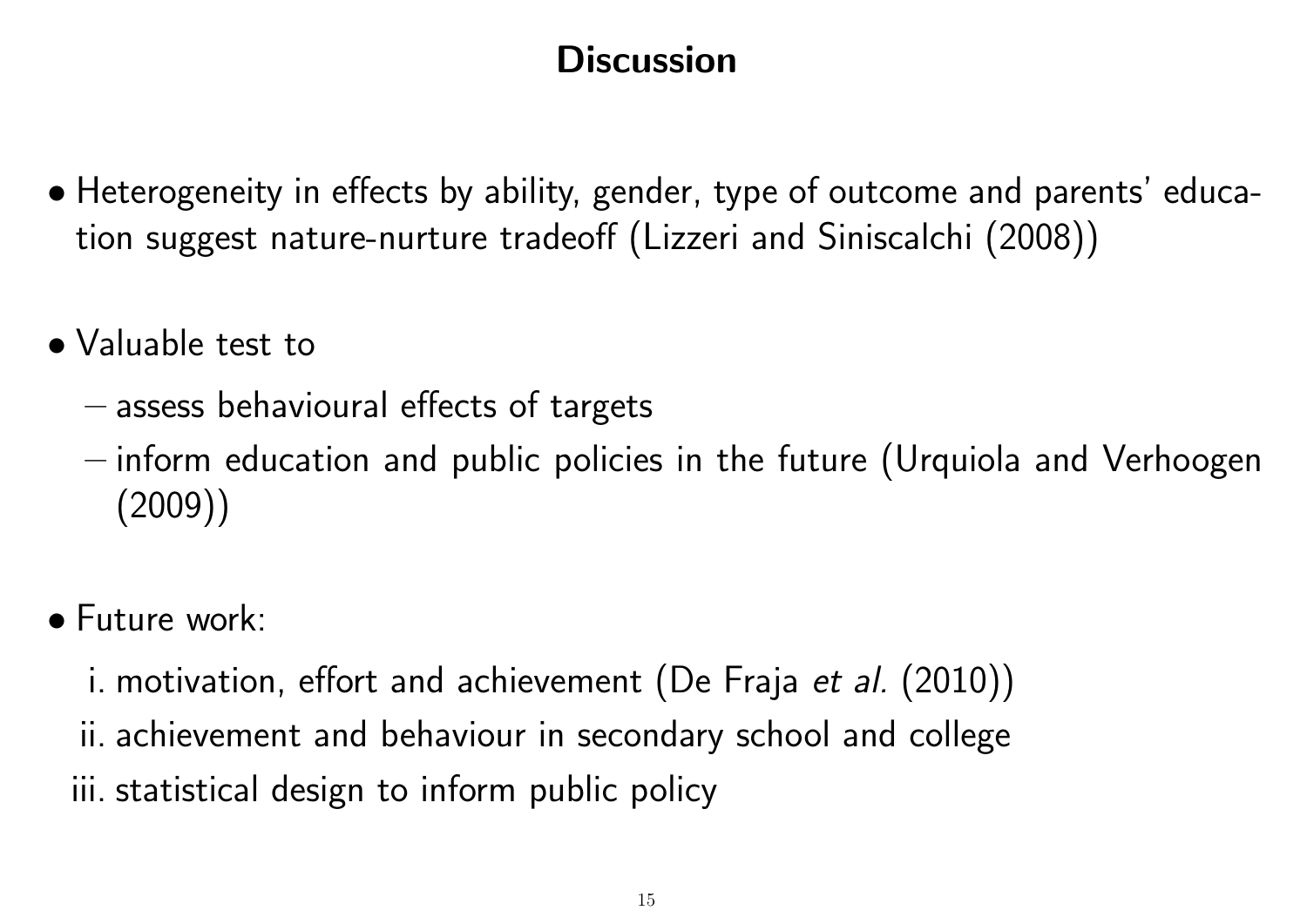# Discussion

- Heterogeneity in effects by ability, gender, type of outcome and parents' education suggest nature-nurture tradeoff (Lizzeri and Siniscalchi (2008))

- Valuable test to
  - assess behavioural effects of targets
  - inform education and public policies in the future (Urquiola and Verhoogen (2009))

- Future work:
  i. motivation, effort and achievement (De Fraja *et al.* (2010))
  ii. achievement and behaviour in secondary school and college
  iii. statistical design to inform public policy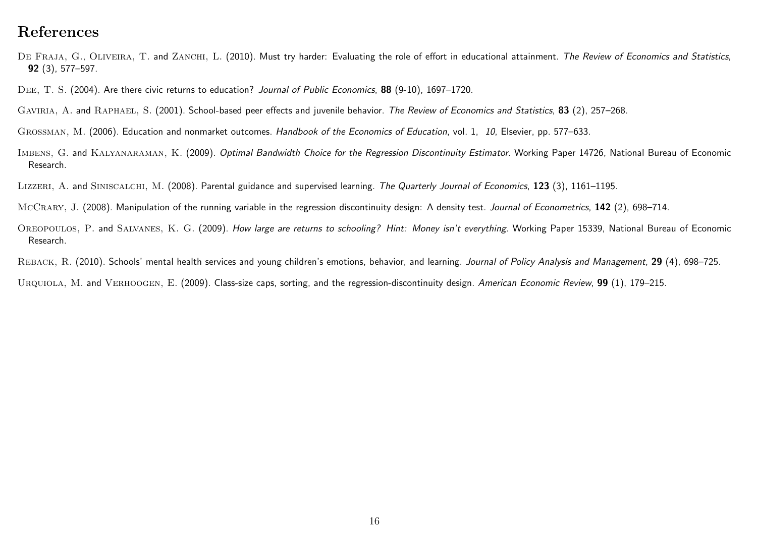# References

De Fraja, G., Oliveira, T. and Zanchi, L. (2010). Must try harder: Evaluating the role of effort in educational attainment. *The Review of Economics and Statistics*, **92** (3), 577–597.

Dee, T. S. (2004). Are there civic returns to education? *Journal of Public Economics*, **88** (9-10), 1697–1720.

Gaviria, A. and Raphael, S. (2001). School-based peer effects and juvenile behavior. *The Review of Economics and Statistics*, **83** (2), 257–268.

Grossman, M. (2006). Education and nonmarket outcomes. *Handbook of the Economics of Education*, vol. 1, *10*, Elsevier, pp. 577–633.

Imbens, G. and Kalyanaraman, K. (2009). *Optimal Bandwidth Choice for the Regression Discontinuity Estimator*. Working Paper 14726, National Bureau of Economic Research.

Lizzeri, A. and Siniscalchi, M. (2008). Parental guidance and supervised learning. *The Quarterly Journal of Economics*, **123** (3), 1161–1195.

McCrary, J. (2008). Manipulation of the running variable in the regression discontinuity design: A density test. *Journal of Econometrics*, **142** (2), 698–714.

Oreopoulos, P. and Salvanes, K. G. (2009). *How large are returns to schooling? Hint: Money isn't everything*. Working Paper 15339, National Bureau of Economic Research.

Reback, R. (2010). Schools' mental health services and young children's emotions, behavior, and learning. *Journal of Policy Analysis and Management*, **29** (4), 698–725.

Urquiola, M. and Verhoogen, E. (2009). Class-size caps, sorting, and the regression-discontinuity design. *American Economic Review*, **99** (1), 179–215.